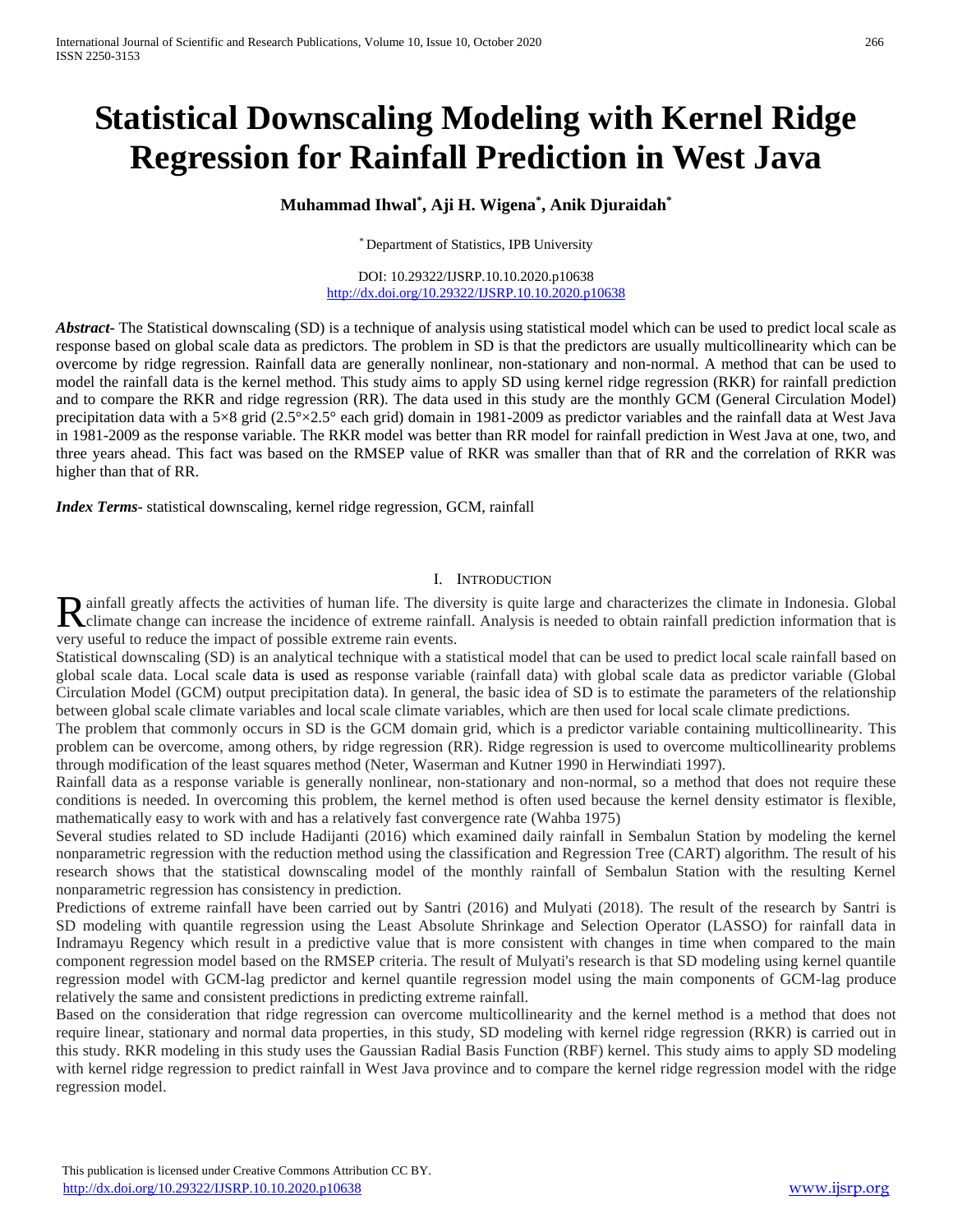# Statistical Downscaling Modeling with Kernel Ridge Regression for Rainfall Prediction in West Java

**Muhammad Ihwal[*], Aji H. Wigena[*], Anik Djuraidah[*]**

[*] Department of Statistics, IPB University

DOI: 10.29322/IJSRP.10.10.2020.p10638
http://dx.doi.org/10.29322/IJSRP.10.10.2020.p10638

***Abstract-*** The Statistical downscaling (SD) is a technique of analysis using statistical model which can be used to predict local scale as response based on global scale data as predictors. The problem in SD is that the predictors are usually multicollinearity which can be overcome by ridge regression. Rainfall data are generally nonlinear, non-stationary and non-normal. A method that can be used to model the rainfall data is the kernel method. This study aims to apply SD using kernel ridge regression (RKR) for rainfall prediction and to compare the RKR and ridge regression (RR). The data used in this study are the monthly GCM (General Circulation Model) precipitation data with a 5×8 grid (2.5°×2.5° each grid) domain in 1981-2009 as predictor variables and the rainfall data at West Java in 1981-2009 as the response variable. The RKR model was better than RR model for rainfall prediction in West Java at one, two, and three years ahead. This fact was based on the RMSEP value of RKR was smaller than that of RR and the correlation of RKR was higher than that of RR.

***Index Terms*****-** statistical downscaling, kernel ridge regression, GCM, rainfall

## I. Introduction

Rainfall greatly affects the activities of human life. The diversity is quite large and characterizes the climate in Indonesia. Global climate change can increase the incidence of extreme rainfall. Analysis is needed to obtain rainfall prediction information that is very useful to reduce the impact of possible extreme rain events.

Statistical downscaling (SD) is an analytical technique with a statistical model that can be used to predict local scale rainfall based on global scale data. Local scale data is used as response variable (rainfall data) with global scale data as predictor variable (Global Circulation Model (GCM) output precipitation data). In general, the basic idea of SD is to estimate the parameters of the relationship between global scale climate variables and local scale climate variables, which are then used for local scale climate predictions.

The problem that commonly occurs in SD is the GCM domain grid, which is a predictor variable containing multicollinearity. This problem can be overcome, among others, by ridge regression (RR). Ridge regression is used to overcome multicollinearity problems through modification of the least squares method (Neter, Waserman and Kutner 1990 in Herwindiati 1997).

Rainfall data as a response variable is generally nonlinear, non-stationary and non-normal, so a method that does not require these conditions is needed. In overcoming this problem, the kernel method is often used because the kernel density estimator is flexible, mathematically easy to work with and has a relatively fast convergence rate (Wahba 1975)

Several studies related to SD include Hadijanti (2016) which examined daily rainfall in Sembalun Station by modeling the kernel nonparametric regression with the reduction method using the classification and Regression Tree (CART) algorithm. The result of his research shows that the statistical downscaling model of the monthly rainfall of Sembalun Station with the resulting Kernel nonparametric regression has consistency in prediction.

Predictions of extreme rainfall have been carried out by Santri (2016) and Mulyati (2018). The result of the research by Santri is SD modeling with quantile regression using the Least Absolute Shrinkage and Selection Operator (LASSO) for rainfall data in Indramayu Regency which result in a predictive value that is more consistent with changes in time when compared to the main component regression model based on the RMSEP criteria. The result of Mulyati's research is that SD modeling using kernel quantile regression model with GCM-lag predictor and kernel quantile regression model using the main components of GCM-lag produce relatively the same and consistent predictions in predicting extreme rainfall.

Based on the consideration that ridge regression can overcome multicollinearity and the kernel method is a method that does not require linear, stationary and normal data properties, in this study, SD modeling with kernel ridge regression (RKR) is carried out in this study. RKR modeling in this study uses the Gaussian Radial Basis Function (RBF) kernel. This study aims to apply SD modeling with kernel ridge regression to predict rainfall in West Java province and to compare the kernel ridge regression model with the ridge regression model.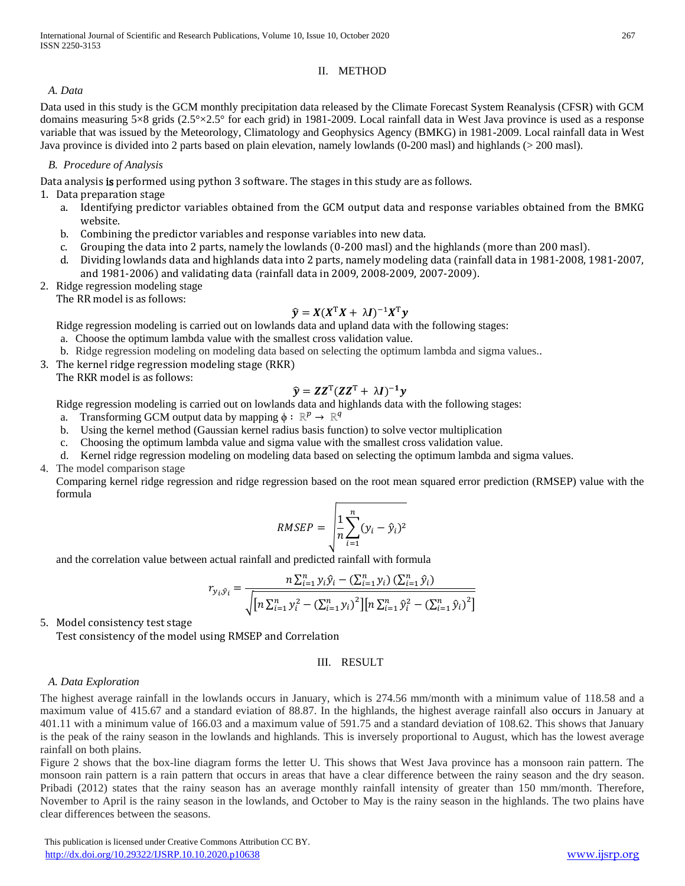## II. METHOD

### *A. Data*

Data used in this study is the GCM monthly precipitation data released by the Climate Forecast System Reanalysis (CFSR) with GCM domains measuring 5×8 grids (2.5°×2.5° for each grid) in 1981-2009. Local rainfall data in West Java province is used as a response variable that was issued by the Meteorology, Climatology and Geophysics Agency (BMKG) in 1981-2009. Local rainfall data in West Java province is divided into 2 parts based on plain elevation, namely lowlands (0-200 masl) and highlands (> 200 masl).

### *B. Procedure of Analysis*

Data analysis is performed using python 3 software. The stages in this study are as follows.

1. Data preparation stage
   a. Identifying predictor variables obtained from the GCM output data and response variables obtained from the BMKG website.
   b. Combining the predictor variables and response variables into new data.
   c. Grouping the data into 2 parts, namely the lowlands (0-200 masl) and the highlands (more than 200 masl).
   d. Dividing lowlands data and highlands data into 2 parts, namely modeling data (rainfall data in 1981-2008, 1981-2007, and 1981-2006) and validating data (rainfall data in 2009, 2008-2009, 2007-2009).
2. Ridge regression modeling stage
   The RR model is as follows:
   $$\hat{\boldsymbol{y}} = \boldsymbol{X}(\boldsymbol{X}^{\mathrm{T}}\boldsymbol{X} + \lambda\boldsymbol{I})^{-1}\boldsymbol{X}^{\mathrm{T}}\boldsymbol{y}$$
   Ridge regression modeling is carried out on lowlands data and upland data with the following stages:
   a. Choose the optimum lambda value with the smallest cross validation value.
   b. Ridge regression modeling on modeling data based on selecting the optimum lambda and sigma values..
3. The kernel ridge regression modeling stage (RKR)
   The RKR model is as follows:
   $$\hat{\boldsymbol{y}} = \boldsymbol{Z}\boldsymbol{Z}^{\mathrm{T}}(\boldsymbol{Z}\boldsymbol{Z}^{\mathrm{T}} + \lambda\boldsymbol{I})^{-1}\boldsymbol{y}$$
   Ridge regression modeling is carried out on lowlands data and highlands data with the following stages:
   a. Transforming GCM output data by mapping $\phi : \mathbb{R}^p \rightarrow \mathbb{R}^q$
   b. Using the kernel method (Gaussian kernel radius basis function) to solve vector multiplication
   c. Choosing the optimum lambda value and sigma value with the smallest cross validation value.
   d. Kernel ridge regression modeling on modeling data based on selecting the optimum lambda and sigma values.
4. The model comparison stage
   Comparing kernel ridge regression and ridge regression based on the root mean squared error prediction (RMSEP) value with the formula
   $$RMSEP = \sqrt{\frac{1}{n}\sum_{i=1}^{n}(y_i - \hat{y}_i)^2}$$
   and the correlation value between actual rainfall and predicted rainfall with formula
   $$r_{y_i\hat{y}_i} = \frac{n\sum_{i=1}^{n} y_i\hat{y}_i - (\sum_{i=1}^{n} y_i)(\sum_{i=1}^{n} \hat{y}_i)}{\sqrt{\left[n\sum_{i=1}^{n} y_i^2 - (\sum_{i=1}^{n} y_i)^2\right]\left[n\sum_{i=1}^{n} \hat{y}_i^2 - (\sum_{i=1}^{n} \hat{y}_i)^2\right]}}$$
5. Model consistency test stage
   Test consistency of the model using RMSEP and Correlation

## III. RESULT

### *A. Data Exploration*

The highest average rainfall in the lowlands occurs in January, which is 274.56 mm/month with a minimum value of 118.58 and a maximum value of 415.67 and a standard eviation of 88.87. In the highlands, the highest average rainfall also occurs in January at 401.11 with a minimum value of 166.03 and a maximum value of 591.75 and a standard deviation of 108.62. This shows that January is the peak of the rainy season in the lowlands and highlands. This is inversely proportional to August, which has the lowest average rainfall on both plains.

Figure 2 shows that the box-line diagram forms the letter U. This shows that West Java province has a monsoon rain pattern. The monsoon rain pattern is a rain pattern that occurs in areas that have a clear difference between the rainy season and the dry season. Pribadi (2012) states that the rainy season has an average monthly rainfall intensity of greater than 150 mm/month. Therefore, November to April is the rainy season in the lowlands, and October to May is the rainy season in the highlands. The two plains have clear differences between the seasons.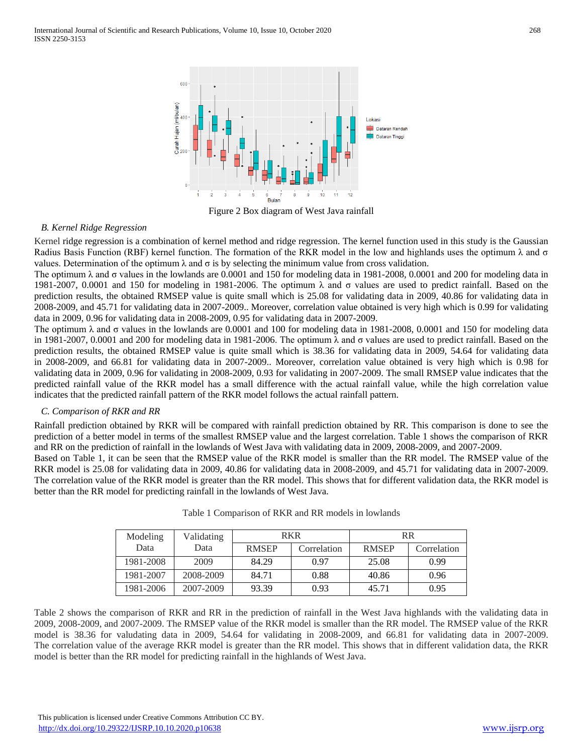Figure 2 Box diagram of West Java rainfall

### B. Kernel Ridge Regression

Kernel ridge regression is a combination of kernel method and ridge regression. The kernel function used in this study is the Gaussian Radius Basis Function (RBF) kernel function. The formation of the RKR model in the low and highlands uses the optimum λ and σ values. Determination of the optimum λ and σ is by selecting the minimum value from cross validation.

The optimum λ and σ values in the lowlands are 0.0001 and 150 for modeling data in 1981-2008, 0.0001 and 200 for modeling data in 1981-2007, 0.0001 and 150 for modeling in 1981-2006. The optimum λ and σ values are used to predict rainfall. Based on the prediction results, the obtained RMSEP value is quite small which is 25.08 for validating data in 2009, 40.86 for validating data in 2008-2009, and 45.71 for validating data in 2007-2009.. Moreover, correlation value obtained is very high which is 0.99 for validating data in 2009, 0.96 for validating data in 2008-2009, 0.95 for validating data in 2007-2009.

The optimum λ and σ values in the lowlands are 0.0001 and 100 for modeling data in 1981-2008, 0.0001 and 150 for modeling data in 1981-2007, 0.0001 and 200 for modeling data in 1981-2006. The optimum λ and σ values are used to predict rainfall. Based on the prediction results, the obtained RMSEP value is quite small which is 38.36 for validating data in 2009, 54.64 for validating data in 2008-2009, and 66.81 for validating data in 2007-2009.. Moreover, correlation value obtained is very high which is 0.98 for validating data in 2009, 0.96 for validating in 2008-2009, 0.93 for validating in 2007-2009. The small RMSEP value indicates that the predicted rainfall value of the RKR model has a small difference with the actual rainfall value, while the high correlation value indicates that the predicted rainfall pattern of the RKR model follows the actual rainfall pattern.

### C. Comparison of RKR and RR

Rainfall prediction obtained by RKR will be compared with rainfall prediction obtained by RR. This comparison is done to see the prediction of a better model in terms of the smallest RMSEP value and the largest correlation. Table 1 shows the comparison of RKR and RR on the prediction of rainfall in the lowlands of West Java with validating data in 2009, 2008-2009, and 2007-2009.

Based on Table 1, it can be seen that the RMSEP value of the RKR model is smaller than the RR model. The RMSEP value of the RKR model is 25.08 for validating data in 2009, 40.86 for validating data in 2008-2009, and 45.71 for validating data in 2007-2009. The correlation value of the RKR model is greater than the RR model. This shows that for different validation data, the RKR model is better than the RR model for predicting rainfall in the lowlands of West Java.

Table 1 Comparison of RKR and RR models in lowlands

| Modeling Data | Validating Data | RKR | | RR | |
|---|---|---|---|---|---|
| | | RMSEP | Correlation | RMSEP | Correlation |
| 1981-2008 | 2009 | 84.29 | 0.97 | 25.08 | 0.99 |
| 1981-2007 | 2008-2009 | 84.71 | 0.88 | 40.86 | 0.96 |
| 1981-2006 | 2007-2009 | 93.39 | 0.93 | 45.71 | 0.95 |

Table 2 shows the comparison of RKR and RR in the prediction of rainfall in the West Java highlands with the validating data in 2009, 2008-2009, and 2007-2009. The RMSEP value of the RKR model is smaller than the RR model. The RMSEP value of the RKR model is 38.36 for valudating data in 2009, 54.64 for validating in 2008-2009, and 66.81 for validating data in 2007-2009. The correlation value of the average RKR model is greater than the RR model. This shows that in different validation data, the RKR model is better than the RR model for predicting rainfall in the highlands of West Java.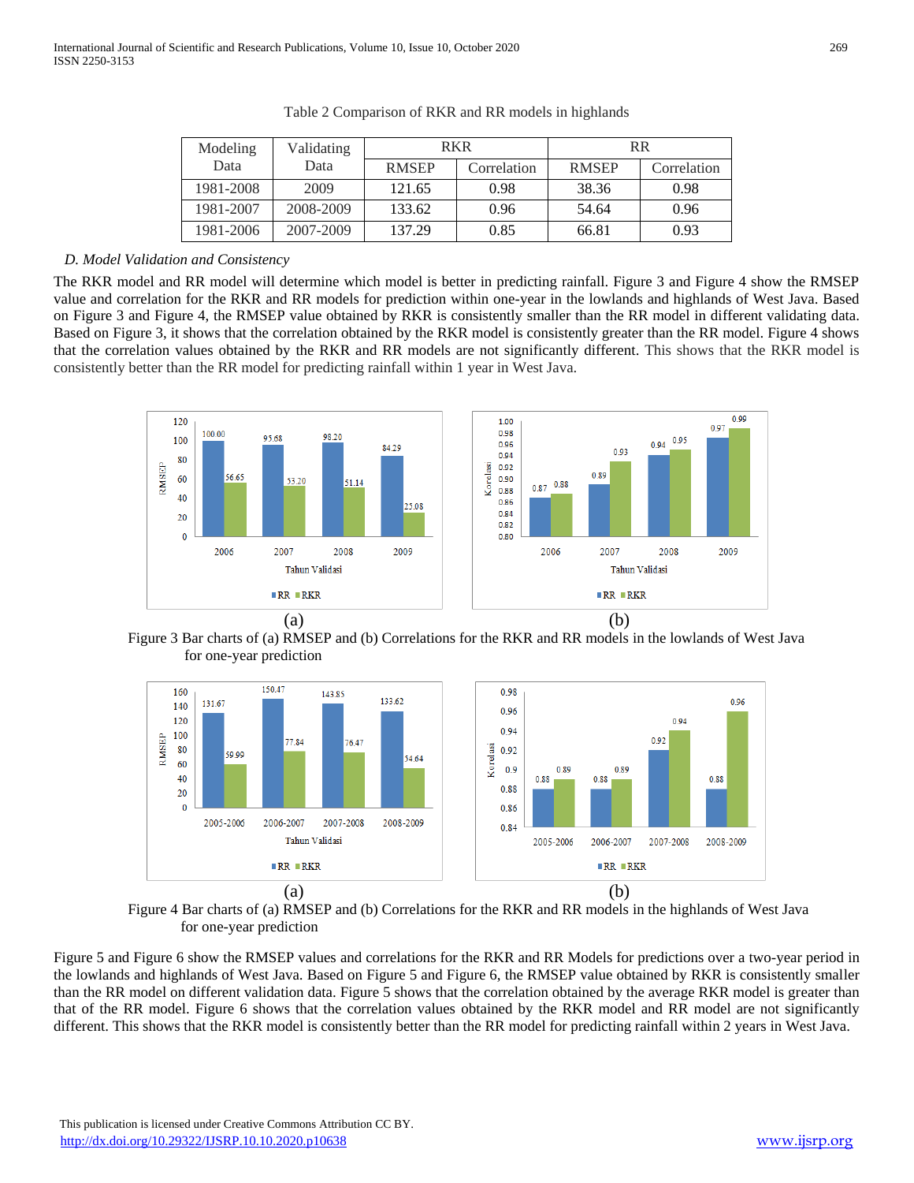Table 2 Comparison of RKR and RR models in highlands

| Modeling Data | Validating Data | RKR | | RR | |
|---|---|---|---|---|---|
| | | RMSEP | Correlation | RMSEP | Correlation |
| 1981-2008 | 2009 | 121.65 | 0.98 | 38.36 | 0.98 |
| 1981-2007 | 2008-2009 | 133.62 | 0.96 | 54.64 | 0.96 |
| 1981-2006 | 2007-2009 | 137.29 | 0.85 | 66.81 | 0.93 |

### *D. Model Validation and Consistency*

The RKR model and RR model will determine which model is better in predicting rainfall. Figure 3 and Figure 4 show the RMSEP value and correlation for the RKR and RR models for prediction within one-year in the lowlands and highlands of West Java. Based on Figure 3 and Figure 4, the RMSEP value obtained by RKR is consistently smaller than the RR model in different validating data. Based on Figure 3, it shows that the correlation obtained by the RKR model is consistently greater than the RR model. Figure 4 shows that the correlation values obtained by the RKR and RR models are not significantly different. This shows that the RKR model is consistently better than the RR model for predicting rainfall within 1 year in West Java.

Figure 3 Bar charts of (a) RMSEP and (b) Correlations for the RKR and RR models in the lowlands of West Java for one-year prediction

Figure 4 Bar charts of (a) RMSEP and (b) Correlations for the RKR and RR models in the highlands of West Java for one-year prediction

Figure 5 and Figure 6 show the RMSEP values and correlations for the RKR and RR Models for predictions over a two-year period in the lowlands and highlands of West Java. Based on Figure 5 and Figure 6, the RMSEP value obtained by RKR is consistently smaller than the RR model on different validation data. Figure 5 shows that the correlation obtained by the average RKR model is greater than that of the RR model. Figure 6 shows that the correlation values obtained by the RKR model and RR model are not significantly different. This shows that the RKR model is consistently better than the RR model for predicting rainfall within 2 years in West Java.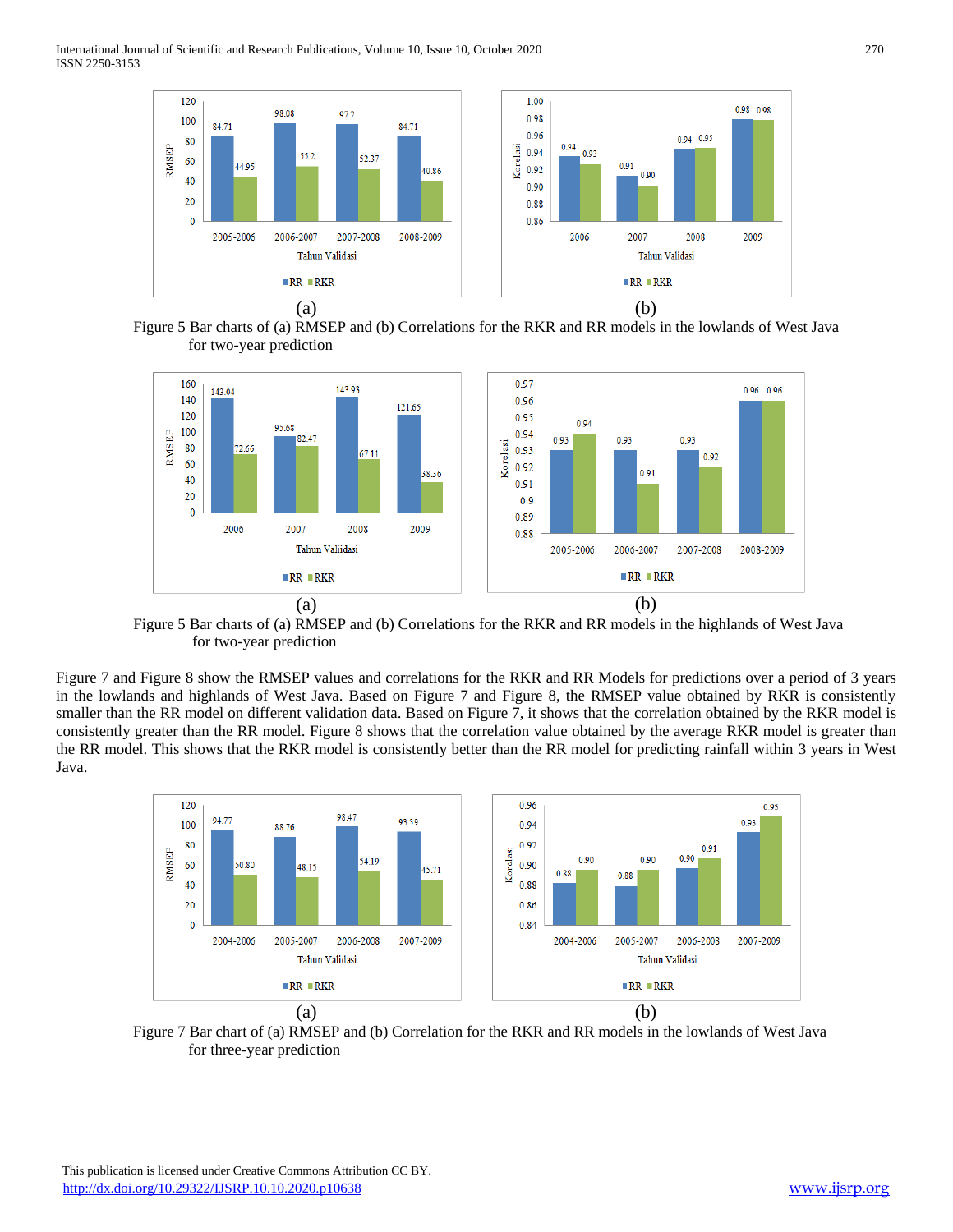Figure 5 Bar charts of (a) RMSEP and (b) Correlations for the RKR and RR models in the lowlands of West Java for two-year prediction

Figure 5 Bar charts of (a) RMSEP and (b) Correlations for the RKR and RR models in the highlands of West Java for two-year prediction

Figure 7 and Figure 8 show the RMSEP values and correlations for the RKR and RR Models for predictions over a period of 3 years in the lowlands and highlands of West Java. Based on Figure 7 and Figure 8, the RMSEP value obtained by RKR is consistently smaller than the RR model on different validation data. Based on Figure 7, it shows that the correlation obtained by the RKR model is consistently greater than the RR model. Figure 8 shows that the correlation value obtained by the average RKR model is greater than the RR model. This shows that the RKR model is consistently better than the RR model for predicting rainfall within 3 years in West Java.

Figure 7 Bar chart of (a) RMSEP and (b) Correlation for the RKR and RR models in the lowlands of West Java for three-year prediction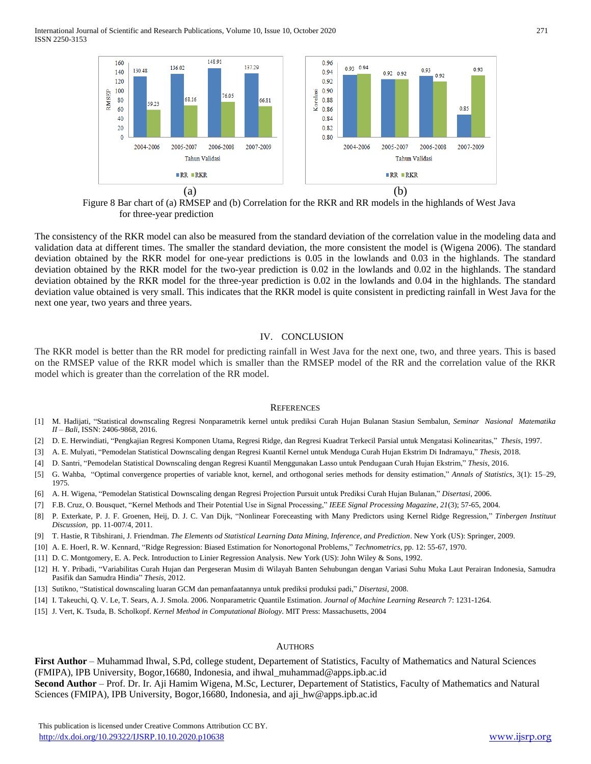Figure 8 Bar chart of (a) RMSEP and (b) Correlation for the RKR and RR models in the highlands of West Java for three-year prediction

The consistency of the RKR model can also be measured from the standard deviation of the correlation value in the modeling data and validation data at different times. The smaller the standard deviation, the more consistent the model is (Wigena 2006). The standard deviation obtained by the RKR model for one-year predictions is 0.05 in the lowlands and 0.03 in the highlands. The standard deviation obtained by the RKR model for the two-year prediction is 0.02 in the lowlands and 0.02 in the highlands. The standard deviation obtained by the RKR model for the three-year prediction is 0.02 in the lowlands and 0.04 in the highlands. The standard deviation value obtained is very small. This indicates that the RKR model is quite consistent in predicting rainfall in West Java for the next one year, two years and three years.

## IV. CONCLUSION

The RKR model is better than the RR model for predicting rainfall in West Java for the next one, two, and three years. This is based on the RMSEP value of the RKR model which is smaller than the RMSEP model of the RR and the correlation value of the RKR model which is greater than the correlation of the RR model.

## REFERENCES

[1] M. Hadijati, "Statistical downscaling Regresi Nonparametrik kernel untuk prediksi Curah Hujan Bulanan Stasiun Sembalun, *Seminar Nasional Matematika II – Bali*, ISSN: 2406-9868, 2016.

[2] D. E. Herwindiati, "Pengkajian Regresi Komponen Utama, Regresi Ridge, dan Regresi Kuadrat Terkecil Parsial untuk Mengatasi Kolinearitas," *Thesis*, 1997.

[3] A. E. Mulyati, "Pemodelan Statistical Downscaling dengan Regresi Kuantil Kernel untuk Menduga Curah Hujan Ekstrim Di Indramayu," *Thesis*, 2018.

[4] D. Santri, "Pemodelan Statistical Downscaling dengan Regresi Kuantil Menggunakan Lasso untuk Pendugaan Curah Hujan Ekstrim," *Thesis*, 2016.

[5] G. Wahba, "Optimal convergence properties of variable knot, kernel, and orthogonal series methods for density estimation," *Annals of Statistics*, 3(1): 15–29, 1975.

[6] A. H. Wigena, "Pemodelan Statistical Downscaling dengan Regresi Projection Pursuit untuk Prediksi Curah Hujan Bulanan," *Disertasi*, 2006.

[7] F.B. Cruz, O. Bousquet, "Kernel Methods and Their Potential Use in Signal Processing," *IEEE Signal Processing Magazine*, *21*(3); 57-65, 2004.

[8] P. Exterkate, P. J. F. Groenen, Heij, D. J. C. Van Dijk, "Nonlinear Foreceasting with Many Predictors using Kernel Ridge Regression," *Tinbergen Instituut Discussion*, pp. 11-007/4, 2011.

[9] T. Hastie, R Tibshirani, J. Friendman. *The Elements od Statistical Learning Data Mining, Inference, and Prediction*. New York (US): Springer, 2009.

[10] A. E. Hoerl, R. W. Kennard, "Ridge Regression: Biased Estimation for Nonortogonal Problems," *Technometrics*, pp. 12: 55-67, 1970.

[11] D. C. Montgomery, E. A. Peck. Introduction to Linier Regression Analysis. New York (US): John Wiley & Sons, 1992.

[12] H. Y. Pribadi, "Variabilitas Curah Hujan dan Pergeseran Musim di Wilayah Banten Sehubungan dengan Variasi Suhu Muka Laut Perairan Indonesia, Samudra Pasifik dan Samudra Hindia" *Thesis*, 2012.

[13] Sutikno, "Statistical downscaling luaran GCM dan pemanfaatannya untuk prediksi produksi padi," *Disertasi*, 2008.

[14] I. Takeuchi, Q. V. Le, T. Sears, A. J. Smola. 2006. Nonparametric Quantile Estimation. *Journal of Machine Learning Research* 7: 1231-1264.

[15] J. Vert, K. Tsuda, B. Scholkopf. *Kernel Method in Computational Biology*. MIT Press: Massachusetts, 2004

## AUTHORS

**First Author** – Muhammad Ihwal, S.Pd, college student, Departement of Statistics, Faculty of Mathematics and Natural Sciences (FMIPA), IPB University, Bogor,16680, Indonesia, and ihwal_muhammad@apps.ipb.ac.id

**Second Author** – Prof. Dr. Ir. Aji Hamim Wigena, M.Sc, Lecturer, Departement of Statistics, Faculty of Mathematics and Natural Sciences (FMIPA), IPB University, Bogor,16680, Indonesia, and aji_hw@apps.ipb.ac.id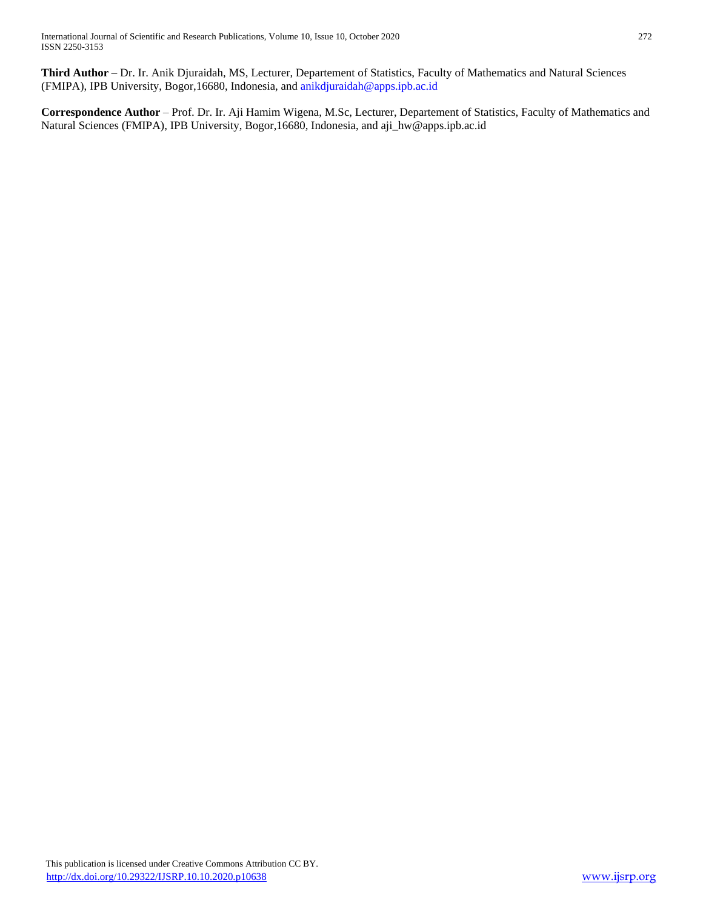**Third Author** – Dr. Ir. Anik Djuraidah, MS, Lecturer, Departement of Statistics, Faculty of Mathematics and Natural Sciences (FMIPA), IPB University, Bogor,16680, Indonesia, and anikdjuraidah@apps.ipb.ac.id

**Correspondence Author** – Prof. Dr. Ir. Aji Hamim Wigena, M.Sc, Lecturer, Departement of Statistics, Faculty of Mathematics and Natural Sciences (FMIPA), IPB University, Bogor,16680, Indonesia, and aji_hw@apps.ipb.ac.id